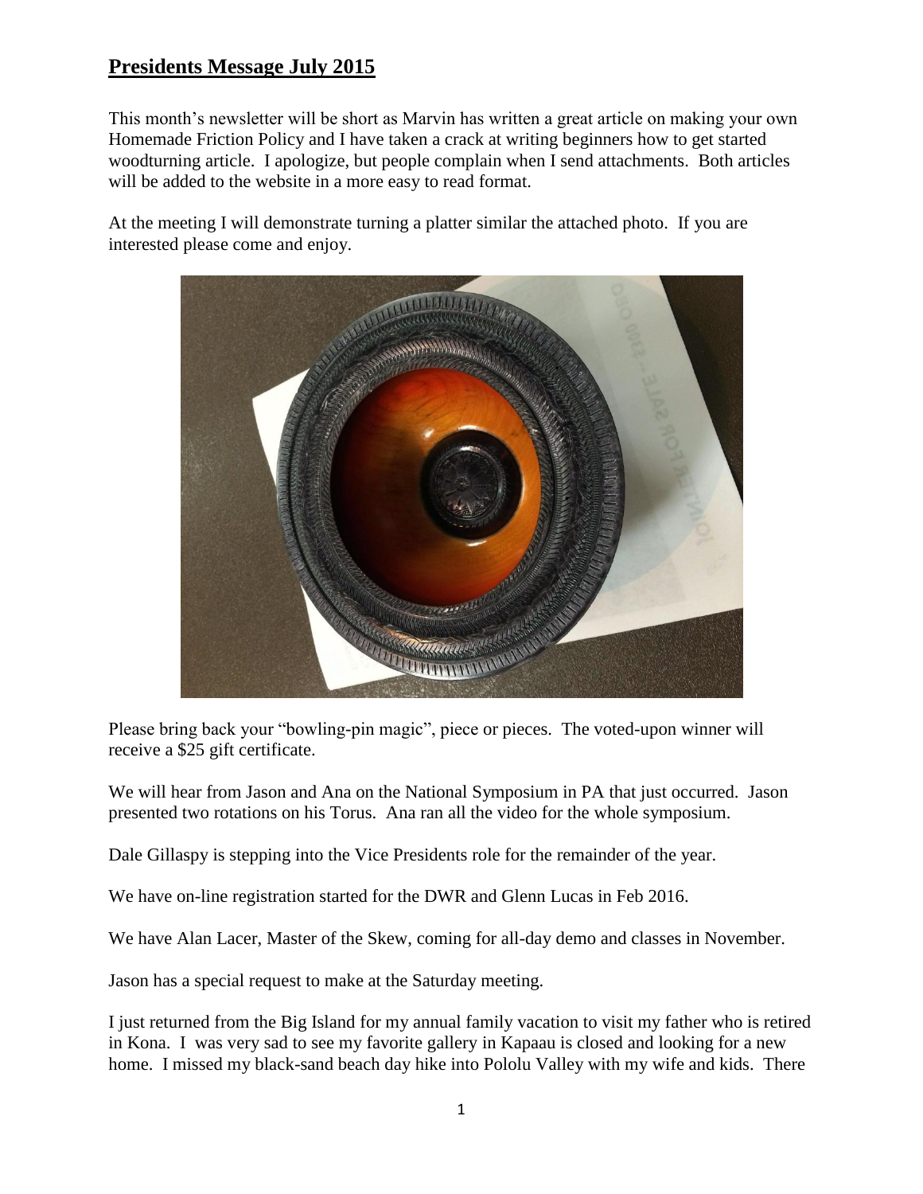# Presidents Message July 2015

This month's newsletter will be short as Marvin has written a great article on making your own Homemade Friction Policy and I have taken a crack at writing beginners how to get started woodturning article. I apologize, but people complain when I send attachments. Both articles will be added to the website in a more easy to read format.

At the meeting I will demonstrate turning a platter similar the attached photo. If you are interested please come and enjoy.

Please bring back your "bowling-pin magic", piece or pieces. The voted-upon winner will receive a $25 gift certificate.

We will hear from Jason and Ana on the National Symposium in PA that just occurred. Jason presented two rotations on his Torus. Ana ran all the video for the whole symposium.

Dale Gillaspy is stepping into the Vice Presidents role for the remainder of the year.

We have on-line registration started for the DWR and Glenn Lucas in Feb 2016.

We have Alan Lacer, Master of the Skew, coming for all-day demo and classes in November.

Jason has a special request to make at the Saturday meeting.

I just returned from the Big Island for my annual family vacation to visit my father who is retired in Kona. I was very sad to see my favorite gallery in Kapaau is closed and looking for a new home. I missed my black-sand beach day hike into Pololu Valley with my wife and kids. There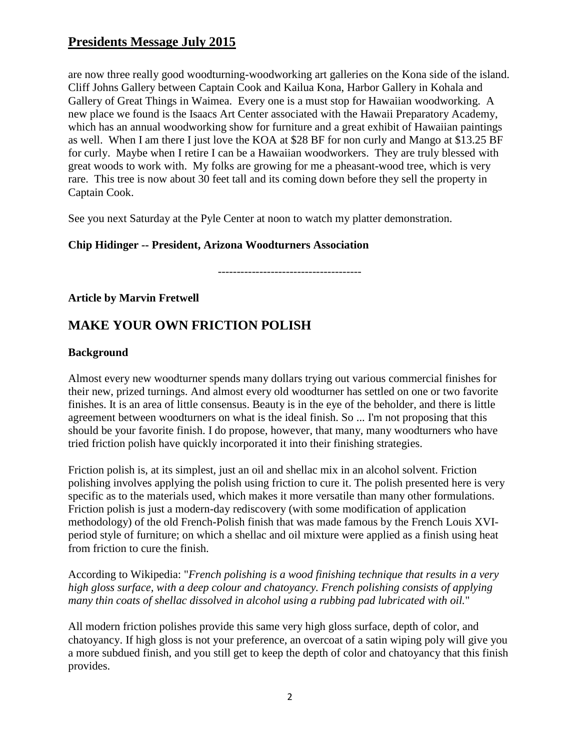are now three really good woodturning-woodworking art galleries on the Kona side of the island. Cliff Johns Gallery between Captain Cook and Kailua Kona, Harbor Gallery in Kohala and Gallery of Great Things in Waimea. Every one is a must stop for Hawaiian woodworking. A new place we found is the Isaacs Art Center associated with the Hawaii Preparatory Academy, which has an annual woodworking show for furniture and a great exhibit of Hawaiian paintings as well. When I am there I just love the KOA at $28 BF for non curly and Mango at $13.25 BF for curly. Maybe when I retire I can be a Hawaiian woodworkers. They are truly blessed with great woods to work with. My folks are growing for me a pheasant-wood tree, which is very rare. This tree is now about 30 feet tall and its coming down before they sell the property in Captain Cook.

See you next Saturday at the Pyle Center at noon to watch my platter demonstration.

**Chip Hidinger -- President, Arizona Woodturners Association**

--------------------------------------

**Article by Marvin Fretwell**

## MAKE YOUR OWN FRICTION POLISH

### Background

Almost every new woodturner spends many dollars trying out various commercial finishes for their new, prized turnings. And almost every old woodturner has settled on one or two favorite finishes. It is an area of little consensus. Beauty is in the eye of the beholder, and there is little agreement between woodturners on what is the ideal finish. So ... I'm not proposing that this should be your favorite finish. I do propose, however, that many, many woodturners who have tried friction polish have quickly incorporated it into their finishing strategies.

Friction polish is, at its simplest, just an oil and shellac mix in an alcohol solvent. Friction polishing involves applying the polish using friction to cure it. The polish presented here is very specific as to the materials used, which makes it more versatile than many other formulations. Friction polish is just a modern-day rediscovery (with some modification of application methodology) of the old French-Polish finish that was made famous by the French Louis XVI-period style of furniture; on which a shellac and oil mixture were applied as a finish using heat from friction to cure the finish.

According to Wikipedia: "*French polishing is a wood finishing technique that results in a very high gloss surface, with a deep colour and chatoyancy. French polishing consists of applying many thin coats of shellac dissolved in alcohol using a rubbing pad lubricated with oil.*"

All modern friction polishes provide this same very high gloss surface, depth of color, and chatoyancy. If high gloss is not your preference, an overcoat of a satin wiping poly will give you a more subdued finish, and you still get to keep the depth of color and chatoyancy that this finish provides.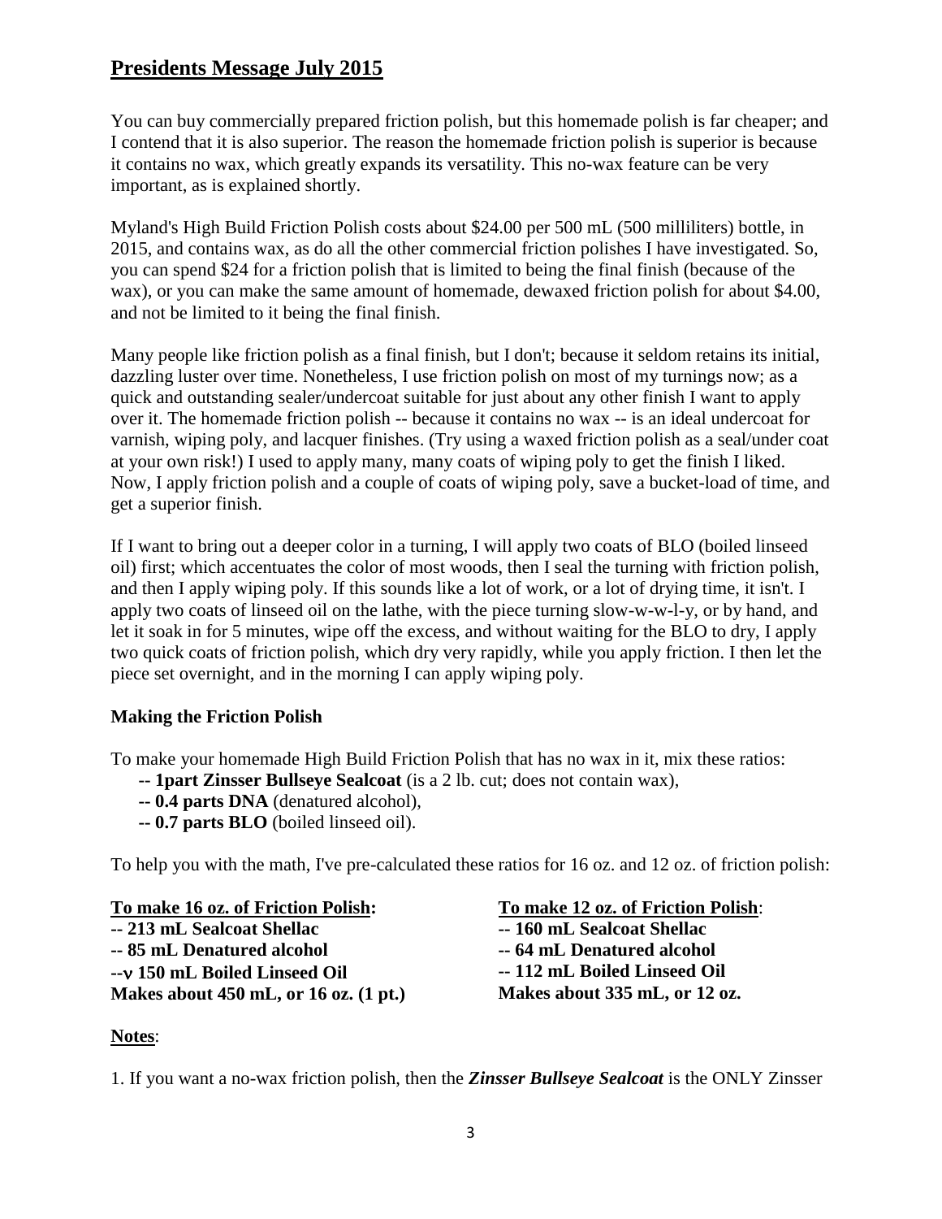## **Presidents Message July 2015**

You can buy commercially prepared friction polish, but this homemade polish is far cheaper; and I contend that it is also superior. The reason the homemade friction polish is superior is because it contains no wax, which greatly expands its versatility. This no-wax feature can be very important, as is explained shortly.

Myland's High Build Friction Polish costs about $24.00 per 500 mL (500 milliliters) bottle, in 2015, and contains wax, as do all the other commercial friction polishes I have investigated. So, you can spend $24 for a friction polish that is limited to being the final finish (because of the wax), or you can make the same amount of homemade, dewaxed friction polish for about $4.00, and not be limited to it being the final finish.

Many people like friction polish as a final finish, but I don't; because it seldom retains its initial, dazzling luster over time. Nonetheless, I use friction polish on most of my turnings now; as a quick and outstanding sealer/undercoat suitable for just about any other finish I want to apply over it. The homemade friction polish -- because it contains no wax -- is an ideal undercoat for varnish, wiping poly, and lacquer finishes. (Try using a waxed friction polish as a seal/under coat at your own risk!) I used to apply many, many coats of wiping poly to get the finish I liked. Now, I apply friction polish and a couple of coats of wiping poly, save a bucket-load of time, and get a superior finish.

If I want to bring out a deeper color in a turning, I will apply two coats of BLO (boiled linseed oil) first; which accentuates the color of most woods, then I seal the turning with friction polish, and then I apply wiping poly. If this sounds like a lot of work, or a lot of drying time, it isn't. I apply two coats of linseed oil on the lathe, with the piece turning slow-w-w-l-y, or by hand, and let it soak in for 5 minutes, wipe off the excess, and without waiting for the BLO to dry, I apply two quick coats of friction polish, which dry very rapidly, while you apply friction. I then let the piece set overnight, and in the morning I can apply wiping poly.

**Making the Friction Polish**

To make your homemade High Build Friction Polish that has no wax in it, mix these ratios:

- **-- 1part Zinsser Bullseye Sealcoat** (is a 2 lb. cut; does not contain wax),
- **-- 0.4 parts DNA** (denatured alcohol),
- **-- 0.7 parts BLO** (boiled linseed oil).

To help you with the math, I've pre-calculated these ratios for 16 oz. and 12 oz. of friction polish:

**To make 16 oz. of Friction Polish:**
**-- 213 mL Sealcoat Shellac**
**-- 85 mL Denatured alcohol**
**--ν 150 mL Boiled Linseed Oil**
**Makes about 450 mL, or 16 oz. (1 pt.)**

**To make 12 oz. of Friction Polish**:
**-- 160 mL Sealcoat Shellac**
**-- 64 mL Denatured alcohol**
**-- 112 mL Boiled Linseed Oil**
**Makes about 335 mL, or 12 oz.**

**Notes**:

1. If you want a no-wax friction polish, then the ***Zinsser Bullseye Sealcoat*** is the ONLY Zinsser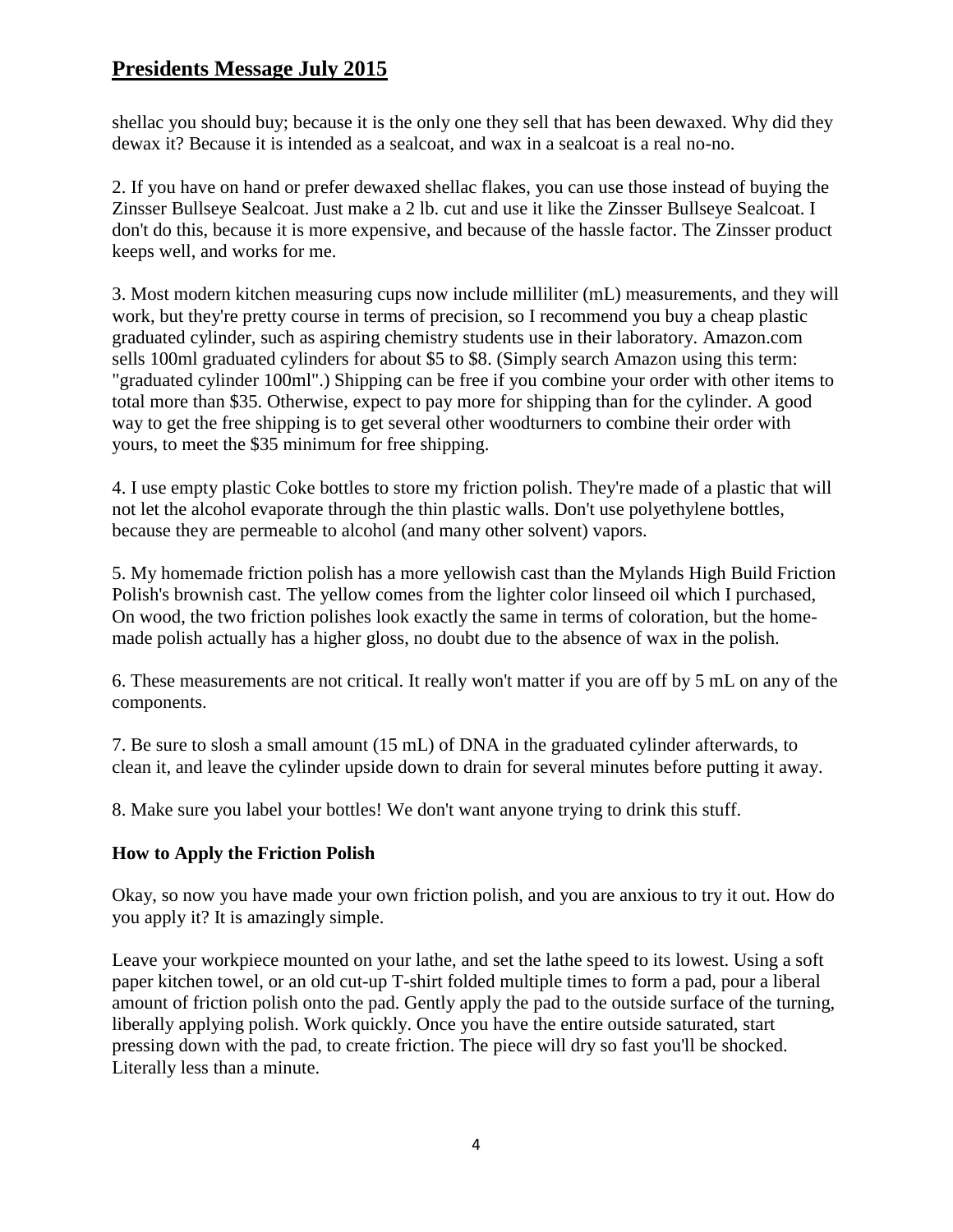shellac you should buy; because it is the only one they sell that has been dewaxed. Why did they dewax it? Because it is intended as a sealcoat, and wax in a sealcoat is a real no-no.

2. If you have on hand or prefer dewaxed shellac flakes, you can use those instead of buying the Zinsser Bullseye Sealcoat. Just make a 2 lb. cut and use it like the Zinsser Bullseye Sealcoat. I don't do this, because it is more expensive, and because of the hassle factor. The Zinsser product keeps well, and works for me.

3. Most modern kitchen measuring cups now include milliliter (mL) measurements, and they will work, but they're pretty course in terms of precision, so I recommend you buy a cheap plastic graduated cylinder, such as aspiring chemistry students use in their laboratory. Amazon.com sells 100ml graduated cylinders for about $5 to $8. (Simply search Amazon using this term: "graduated cylinder 100ml".) Shipping can be free if you combine your order with other items to total more than $35. Otherwise, expect to pay more for shipping than for the cylinder. A good way to get the free shipping is to get several other woodturners to combine their order with yours, to meet the $35 minimum for free shipping.

4. I use empty plastic Coke bottles to store my friction polish. They're made of a plastic that will not let the alcohol evaporate through the thin plastic walls. Don't use polyethylene bottles, because they are permeable to alcohol (and many other solvent) vapors.

5. My homemade friction polish has a more yellowish cast than the Mylands High Build Friction Polish's brownish cast. The yellow comes from the lighter color linseed oil which I purchased, On wood, the two friction polishes look exactly the same in terms of coloration, but the home-made polish actually has a higher gloss, no doubt due to the absence of wax in the polish.

6. These measurements are not critical. It really won't matter if you are off by 5 mL on any of the components.

7. Be sure to slosh a small amount (15 mL) of DNA in the graduated cylinder afterwards, to clean it, and leave the cylinder upside down to drain for several minutes before putting it away.

8. Make sure you label your bottles! We don't want anyone trying to drink this stuff.

**How to Apply the Friction Polish**

Okay, so now you have made your own friction polish, and you are anxious to try it out. How do you apply it? It is amazingly simple.

Leave your workpiece mounted on your lathe, and set the lathe speed to its lowest. Using a soft paper kitchen towel, or an old cut-up T-shirt folded multiple times to form a pad, pour a liberal amount of friction polish onto the pad. Gently apply the pad to the outside surface of the turning, liberally applying polish. Work quickly. Once you have the entire outside saturated, start pressing down with the pad, to create friction. The piece will dry so fast you'll be shocked. Literally less than a minute.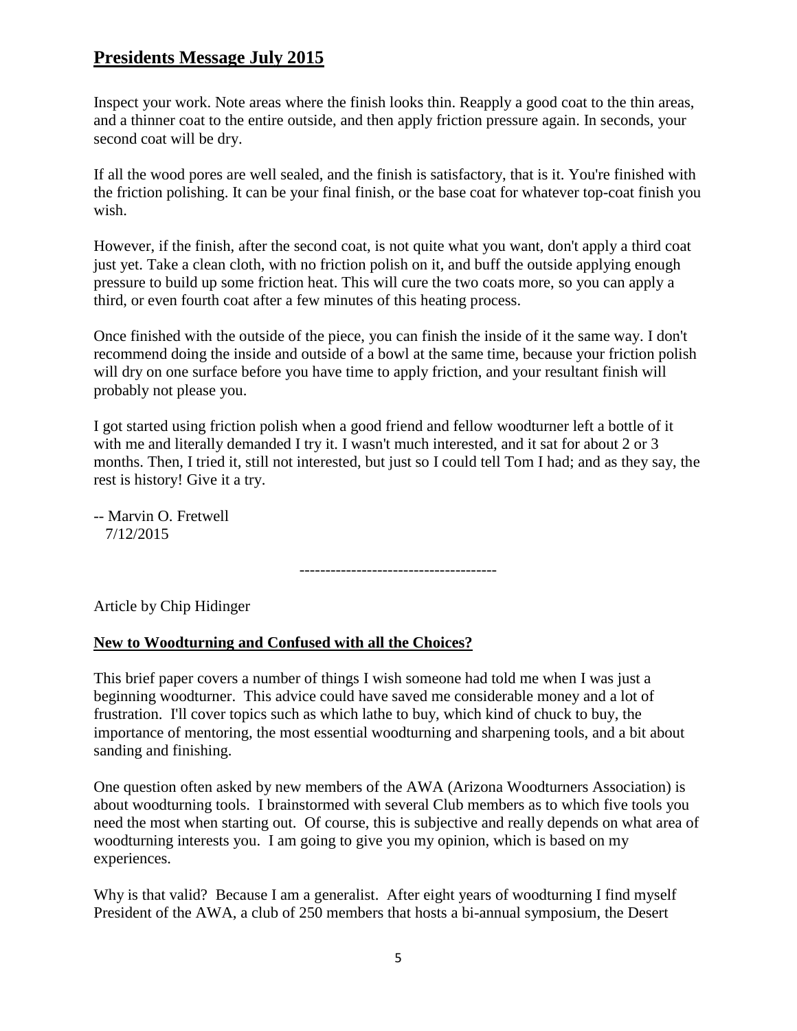## **Presidents Message July 2015**

Inspect your work. Note areas where the finish looks thin. Reapply a good coat to the thin areas, and a thinner coat to the entire outside, and then apply friction pressure again. In seconds, your second coat will be dry.

If all the wood pores are well sealed, and the finish is satisfactory, that is it. You're finished with the friction polishing. It can be your final finish, or the base coat for whatever top-coat finish you wish.

However, if the finish, after the second coat, is not quite what you want, don't apply a third coat just yet. Take a clean cloth, with no friction polish on it, and buff the outside applying enough pressure to build up some friction heat. This will cure the two coats more, so you can apply a third, or even fourth coat after a few minutes of this heating process.

Once finished with the outside of the piece, you can finish the inside of it the same way. I don't recommend doing the inside and outside of a bowl at the same time, because your friction polish will dry on one surface before you have time to apply friction, and your resultant finish will probably not please you.

I got started using friction polish when a good friend and fellow woodturner left a bottle of it with me and literally demanded I try it. I wasn't much interested, and it sat for about 2 or 3 months. Then, I tried it, still not interested, but just so I could tell Tom I had; and as they say, the rest is history! Give it a try.

-- Marvin O. Fretwell
7/12/2015

-------------------------------------

Article by Chip Hidinger

**New to Woodturning and Confused with all the Choices?**

This brief paper covers a number of things I wish someone had told me when I was just a beginning woodturner. This advice could have saved me considerable money and a lot of frustration. I'll cover topics such as which lathe to buy, which kind of chuck to buy, the importance of mentoring, the most essential woodturning and sharpening tools, and a bit about sanding and finishing.

One question often asked by new members of the AWA (Arizona Woodturners Association) is about woodturning tools. I brainstormed with several Club members as to which five tools you need the most when starting out. Of course, this is subjective and really depends on what area of woodturning interests you. I am going to give you my opinion, which is based on my experiences.

Why is that valid? Because I am a generalist. After eight years of woodturning I find myself President of the AWA, a club of 250 members that hosts a bi-annual symposium, the Desert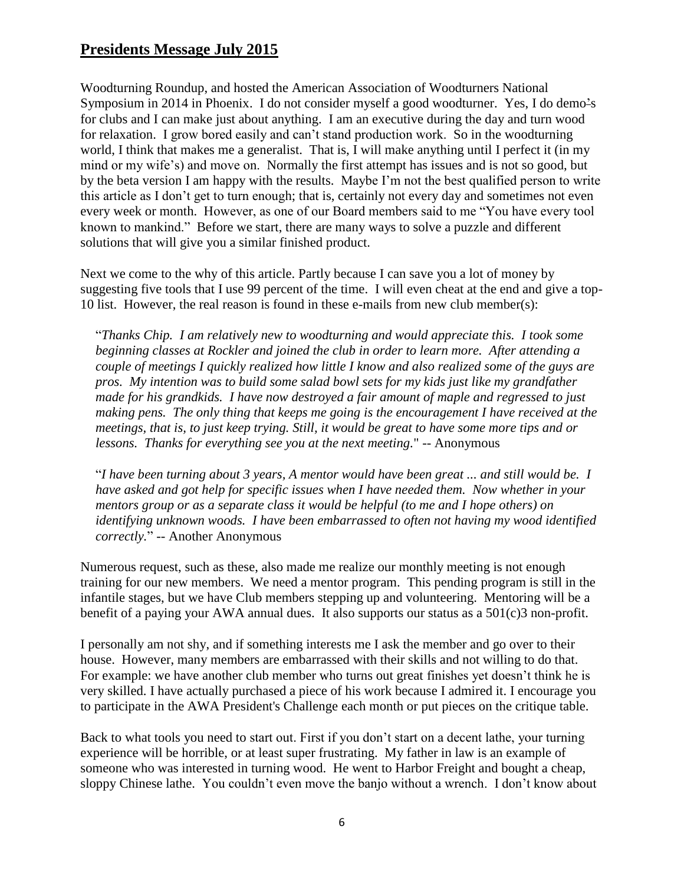## Presidents Message July 2015

Woodturning Roundup, and hosted the American Association of Woodturners National Symposium in 2014 in Phoenix. I do not consider myself a good woodturner. Yes, I do demo's for clubs and I can make just about anything. I am an executive during the day and turn wood for relaxation. I grow bored easily and can't stand production work. So in the woodturning world, I think that makes me a generalist. That is, I will make anything until I perfect it (in my mind or my wife's) and move on. Normally the first attempt has issues and is not so good, but by the beta version I am happy with the results. Maybe I'm not the best qualified person to write this article as I don't get to turn enough; that is, certainly not every day and sometimes not even every week or month. However, as one of our Board members said to me "You have every tool known to mankind." Before we start, there are many ways to solve a puzzle and different solutions that will give you a similar finished product.

Next we come to the why of this article. Partly because I can save you a lot of money by suggesting five tools that I use 99 percent of the time. I will even cheat at the end and give a top-10 list. However, the real reason is found in these e-mails from new club member(s):

> "*Thanks Chip. I am relatively new to woodturning and would appreciate this. I took some beginning classes at Rockler and joined the club in order to learn more. After attending a couple of meetings I quickly realized how little I know and also realized some of the guys are pros. My intention was to build some salad bowl sets for my kids just like my grandfather made for his grandkids. I have now destroyed a fair amount of maple and regressed to just making pens. The only thing that keeps me going is the encouragement I have received at the meetings, that is, to just keep trying. Still, it would be great to have some more tips and or lessons. Thanks for everything see you at the next meeting.*" -- Anonymous
>
> "*I have been turning about 3 years, A mentor would have been great ... and still would be. I have asked and got help for specific issues when I have needed them. Now whether in your mentors group or as a separate class it would be helpful (to me and I hope others) on identifying unknown woods. I have been embarrassed to often not having my wood identified correctly.*" -- Another Anonymous

Numerous request, such as these, also made me realize our monthly meeting is not enough training for our new members. We need a mentor program. This pending program is still in the infantile stages, but we have Club members stepping up and volunteering. Mentoring will be a benefit of a paying your AWA annual dues. It also supports our status as a 501(c)3 non-profit.

I personally am not shy, and if something interests me I ask the member and go over to their house. However, many members are embarrassed with their skills and not willing to do that. For example: we have another club member who turns out great finishes yet doesn't think he is very skilled. I have actually purchased a piece of his work because I admired it. I encourage you to participate in the AWA President's Challenge each month or put pieces on the critique table.

Back to what tools you need to start out. First if you don't start on a decent lathe, your turning experience will be horrible, or at least super frustrating. My father in law is an example of someone who was interested in turning wood. He went to Harbor Freight and bought a cheap, sloppy Chinese lathe. You couldn't even move the banjo without a wrench. I don't know about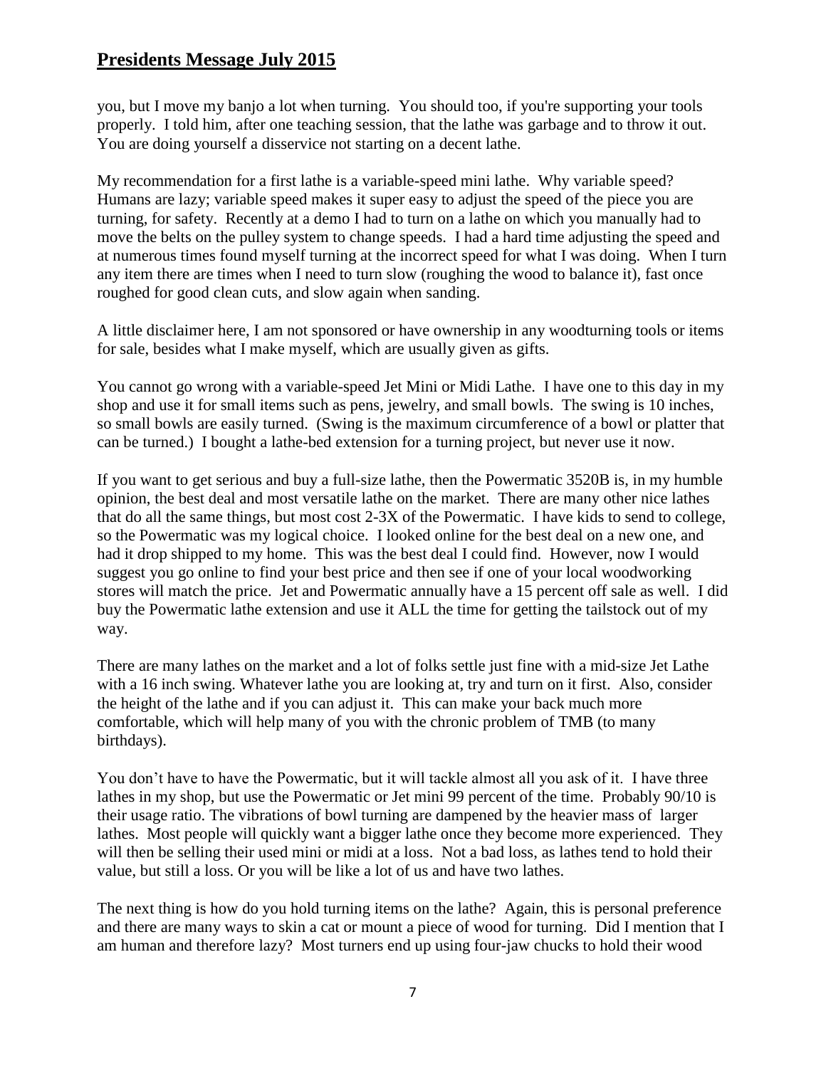## Presidents Message July 2015

you, but I move my banjo a lot when turning. You should too, if you're supporting your tools properly. I told him, after one teaching session, that the lathe was garbage and to throw it out. You are doing yourself a disservice not starting on a decent lathe.

My recommendation for a first lathe is a variable-speed mini lathe. Why variable speed? Humans are lazy; variable speed makes it super easy to adjust the speed of the piece you are turning, for safety. Recently at a demo I had to turn on a lathe on which you manually had to move the belts on the pulley system to change speeds. I had a hard time adjusting the speed and at numerous times found myself turning at the incorrect speed for what I was doing. When I turn any item there are times when I need to turn slow (roughing the wood to balance it), fast once roughed for good clean cuts, and slow again when sanding.

A little disclaimer here, I am not sponsored or have ownership in any woodturning tools or items for sale, besides what I make myself, which are usually given as gifts.

You cannot go wrong with a variable-speed Jet Mini or Midi Lathe. I have one to this day in my shop and use it for small items such as pens, jewelry, and small bowls. The swing is 10 inches, so small bowls are easily turned. (Swing is the maximum circumference of a bowl or platter that can be turned.) I bought a lathe-bed extension for a turning project, but never use it now.

If you want to get serious and buy a full-size lathe, then the Powermatic 3520B is, in my humble opinion, the best deal and most versatile lathe on the market. There are many other nice lathes that do all the same things, but most cost 2-3X of the Powermatic. I have kids to send to college, so the Powermatic was my logical choice. I looked online for the best deal on a new one, and had it drop shipped to my home. This was the best deal I could find. However, now I would suggest you go online to find your best price and then see if one of your local woodworking stores will match the price. Jet and Powermatic annually have a 15 percent off sale as well. I did buy the Powermatic lathe extension and use it ALL the time for getting the tailstock out of my way.

There are many lathes on the market and a lot of folks settle just fine with a mid-size Jet Lathe with a 16 inch swing. Whatever lathe you are looking at, try and turn on it first. Also, consider the height of the lathe and if you can adjust it. This can make your back much more comfortable, which will help many of you with the chronic problem of TMB (to many birthdays).

You don't have to have the Powermatic, but it will tackle almost all you ask of it. I have three lathes in my shop, but use the Powermatic or Jet mini 99 percent of the time. Probably 90/10 is their usage ratio. The vibrations of bowl turning are dampened by the heavier mass of larger lathes. Most people will quickly want a bigger lathe once they become more experienced. They will then be selling their used mini or midi at a loss. Not a bad loss, as lathes tend to hold their value, but still a loss. Or you will be like a lot of us and have two lathes.

The next thing is how do you hold turning items on the lathe? Again, this is personal preference and there are many ways to skin a cat or mount a piece of wood for turning. Did I mention that I am human and therefore lazy? Most turners end up using four-jaw chucks to hold their wood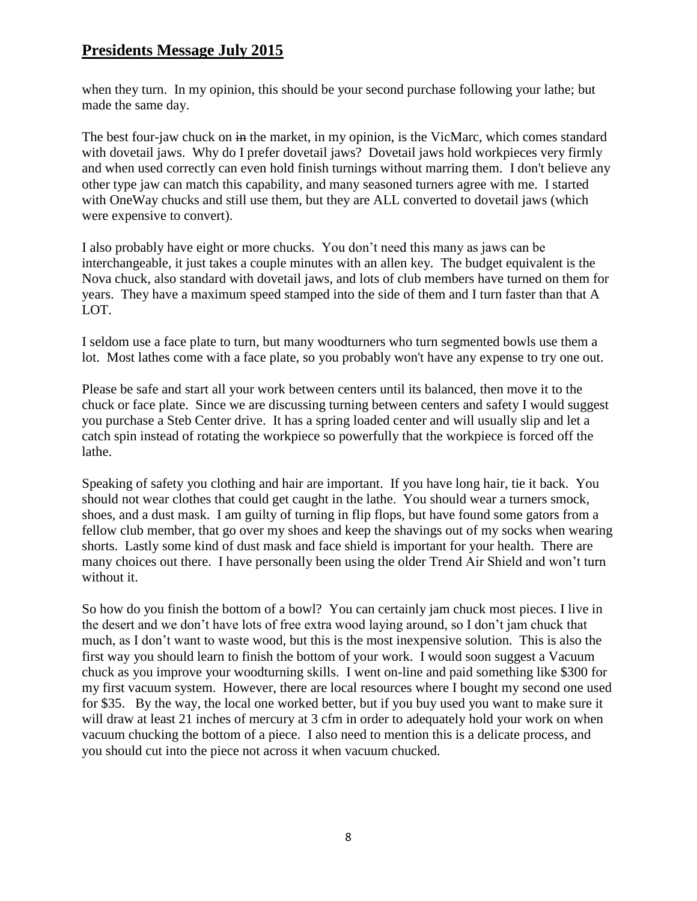when they turn. In my opinion, this should be your second purchase following your lathe; but made the same day.

The best four-jaw chuck on ~~in~~ the market, in my opinion, is the VicMarc, which comes standard with dovetail jaws. Why do I prefer dovetail jaws? Dovetail jaws hold workpieces very firmly and when used correctly can even hold finish turnings without marring them. I don't believe any other type jaw can match this capability, and many seasoned turners agree with me. I started with OneWay chucks and still use them, but they are ALL converted to dovetail jaws (which were expensive to convert).

I also probably have eight or more chucks. You don't need this many as jaws can be interchangeable, it just takes a couple minutes with an allen key. The budget equivalent is the Nova chuck, also standard with dovetail jaws, and lots of club members have turned on them for years. They have a maximum speed stamped into the side of them and I turn faster than that A LOT.

I seldom use a face plate to turn, but many woodturners who turn segmented bowls use them a lot. Most lathes come with a face plate, so you probably won't have any expense to try one out.

Please be safe and start all your work between centers until its balanced, then move it to the chuck or face plate. Since we are discussing turning between centers and safety I would suggest you purchase a Steb Center drive. It has a spring loaded center and will usually slip and let a catch spin instead of rotating the workpiece so powerfully that the workpiece is forced off the lathe.

Speaking of safety you clothing and hair are important. If you have long hair, tie it back. You should not wear clothes that could get caught in the lathe. You should wear a turners smock, shoes, and a dust mask. I am guilty of turning in flip flops, but have found some gators from a fellow club member, that go over my shoes and keep the shavings out of my socks when wearing shorts. Lastly some kind of dust mask and face shield is important for your health. There are many choices out there. I have personally been using the older Trend Air Shield and won't turn without it.

So how do you finish the bottom of a bowl? You can certainly jam chuck most pieces. I live in the desert and we don't have lots of free extra wood laying around, so I don't jam chuck that much, as I don't want to waste wood, but this is the most inexpensive solution. This is also the first way you should learn to finish the bottom of your work. I would soon suggest a Vacuum chuck as you improve your woodturning skills. I went on-line and paid something like $300 for my first vacuum system. However, there are local resources where I bought my second one used for $35. By the way, the local one worked better, but if you buy used you want to make sure it will draw at least 21 inches of mercury at 3 cfm in order to adequately hold your work on when vacuum chucking the bottom of a piece. I also need to mention this is a delicate process, and you should cut into the piece not across it when vacuum chucked.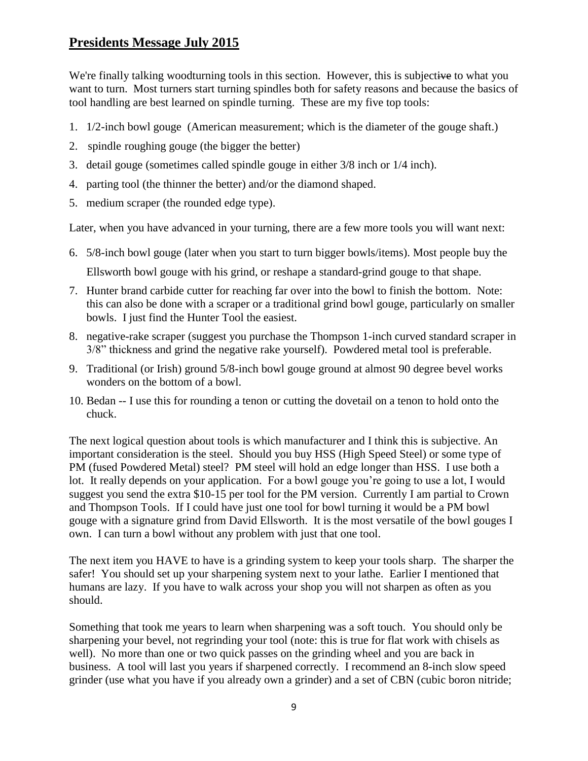## Presidents Message July 2015

We're finally talking woodturning tools in this section. However, this is subjective to what you want to turn. Most turners start turning spindles both for safety reasons and because the basics of tool handling are best learned on spindle turning. These are my five top tools:

1. 1/2-inch bowl gouge (American measurement; which is the diameter of the gouge shaft.)
2. spindle roughing gouge (the bigger the better)
3. detail gouge (sometimes called spindle gouge in either 3/8 inch or 1/4 inch).
4. parting tool (the thinner the better) and/or the diamond shaped.
5. medium scraper (the rounded edge type).

Later, when you have advanced in your turning, there are a few more tools you will want next:

6. 5/8-inch bowl gouge (later when you start to turn bigger bowls/items). Most people buy the Ellsworth bowl gouge with his grind, or reshape a standard-grind gouge to that shape.
7. Hunter brand carbide cutter for reaching far over into the bowl to finish the bottom. Note: this can also be done with a scraper or a traditional grind bowl gouge, particularly on smaller bowls. I just find the Hunter Tool the easiest.
8. negative-rake scraper (suggest you purchase the Thompson 1-inch curved standard scraper in 3/8" thickness and grind the negative rake yourself). Powdered metal tool is preferable.
9. Traditional (or Irish) ground 5/8-inch bowl gouge ground at almost 90 degree bevel works wonders on the bottom of a bowl.
10. Bedan -- I use this for rounding a tenon or cutting the dovetail on a tenon to hold onto the chuck.

The next logical question about tools is which manufacturer and I think this is subjective. An important consideration is the steel. Should you buy HSS (High Speed Steel) or some type of PM (fused Powdered Metal) steel? PM steel will hold an edge longer than HSS. I use both a lot. It really depends on your application. For a bowl gouge you're going to use a lot, I would suggest you send the extra $10-15 per tool for the PM version. Currently I am partial to Crown and Thompson Tools. If I could have just one tool for bowl turning it would be a PM bowl gouge with a signature grind from David Ellsworth. It is the most versatile of the bowl gouges I own. I can turn a bowl without any problem with just that one tool.

The next item you HAVE to have is a grinding system to keep your tools sharp. The sharper the safer! You should set up your sharpening system next to your lathe. Earlier I mentioned that humans are lazy. If you have to walk across your shop you will not sharpen as often as you should.

Something that took me years to learn when sharpening was a soft touch. You should only be sharpening your bevel, not regrinding your tool (note: this is true for flat work with chisels as well). No more than one or two quick passes on the grinding wheel and you are back in business. A tool will last you years if sharpened correctly. I recommend an 8-inch slow speed grinder (use what you have if you already own a grinder) and a set of CBN (cubic boron nitride;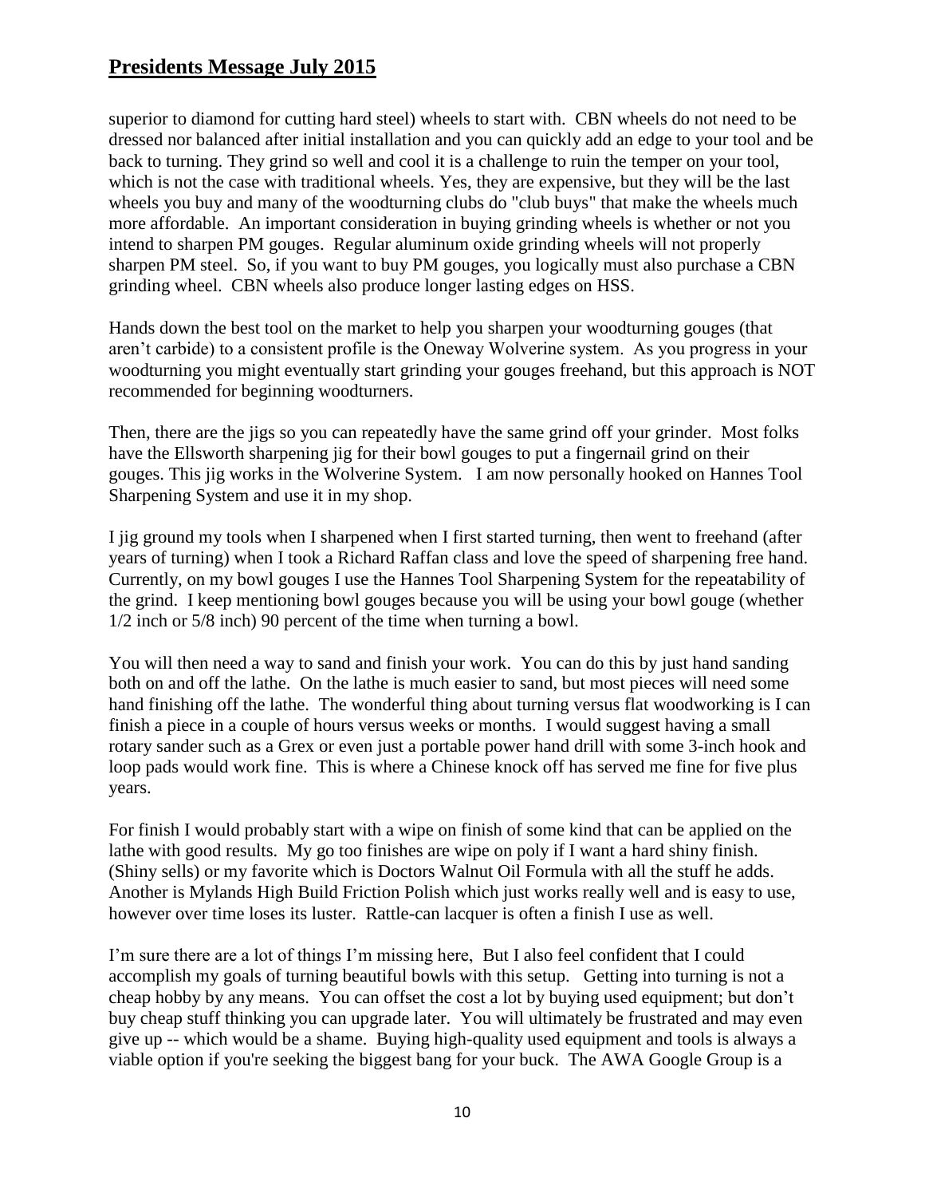superior to diamond for cutting hard steel) wheels to start with. CBN wheels do not need to be dressed nor balanced after initial installation and you can quickly add an edge to your tool and be back to turning. They grind so well and cool it is a challenge to ruin the temper on your tool, which is not the case with traditional wheels. Yes, they are expensive, but they will be the last wheels you buy and many of the woodturning clubs do "club buys" that make the wheels much more affordable. An important consideration in buying grinding wheels is whether or not you intend to sharpen PM gouges. Regular aluminum oxide grinding wheels will not properly sharpen PM steel. So, if you want to buy PM gouges, you logically must also purchase a CBN grinding wheel. CBN wheels also produce longer lasting edges on HSS.

Hands down the best tool on the market to help you sharpen your woodturning gouges (that aren't carbide) to a consistent profile is the Oneway Wolverine system. As you progress in your woodturning you might eventually start grinding your gouges freehand, but this approach is NOT recommended for beginning woodturners.

Then, there are the jigs so you can repeatedly have the same grind off your grinder. Most folks have the Ellsworth sharpening jig for their bowl gouges to put a fingernail grind on their gouges. This jig works in the Wolverine System. I am now personally hooked on Hannes Tool Sharpening System and use it in my shop.

I jig ground my tools when I sharpened when I first started turning, then went to freehand (after years of turning) when I took a Richard Raffan class and love the speed of sharpening free hand. Currently, on my bowl gouges I use the Hannes Tool Sharpening System for the repeatability of the grind. I keep mentioning bowl gouges because you will be using your bowl gouge (whether 1/2 inch or 5/8 inch) 90 percent of the time when turning a bowl.

You will then need a way to sand and finish your work. You can do this by just hand sanding both on and off the lathe. On the lathe is much easier to sand, but most pieces will need some hand finishing off the lathe. The wonderful thing about turning versus flat woodworking is I can finish a piece in a couple of hours versus weeks or months. I would suggest having a small rotary sander such as a Grex or even just a portable power hand drill with some 3-inch hook and loop pads would work fine. This is where a Chinese knock off has served me fine for five plus years.

For finish I would probably start with a wipe on finish of some kind that can be applied on the lathe with good results. My go too finishes are wipe on poly if I want a hard shiny finish. (Shiny sells) or my favorite which is Doctors Walnut Oil Formula with all the stuff he adds. Another is Mylands High Build Friction Polish which just works really well and is easy to use, however over time loses its luster. Rattle-can lacquer is often a finish I use as well.

I'm sure there are a lot of things I'm missing here, But I also feel confident that I could accomplish my goals of turning beautiful bowls with this setup. Getting into turning is not a cheap hobby by any means. You can offset the cost a lot by buying used equipment; but don't buy cheap stuff thinking you can upgrade later. You will ultimately be frustrated and may even give up -- which would be a shame. Buying high-quality used equipment and tools is always a viable option if you're seeking the biggest bang for your buck. The AWA Google Group is a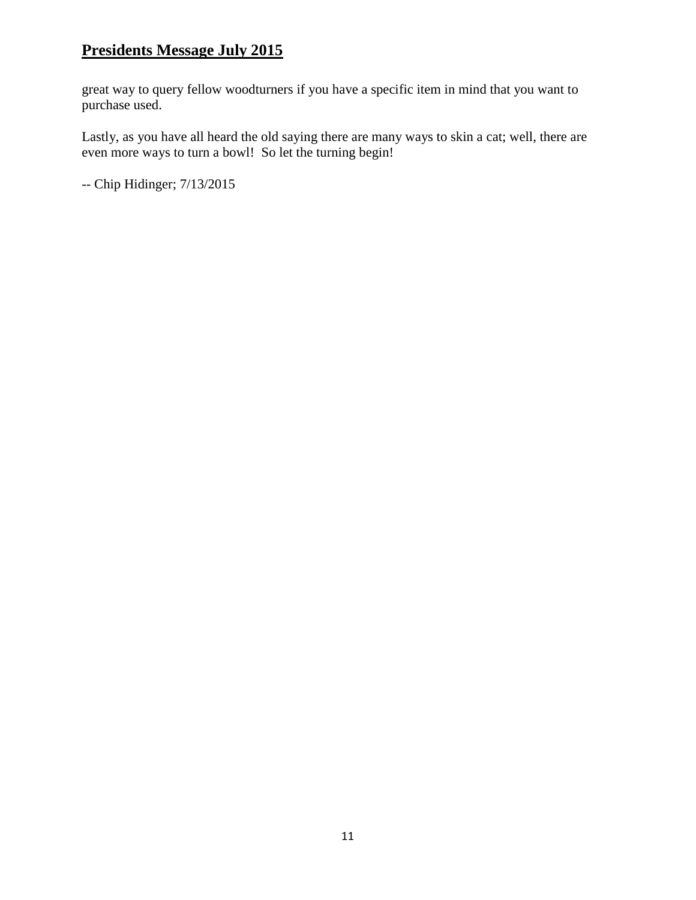## Presidents Message July 2015

great way to query fellow woodturners if you have a specific item in mind that you want to purchase used.

Lastly, as you have all heard the old saying there are many ways to skin a cat; well, there are even more ways to turn a bowl!  So let the turning begin!

-- Chip Hidinger; 7/13/2015